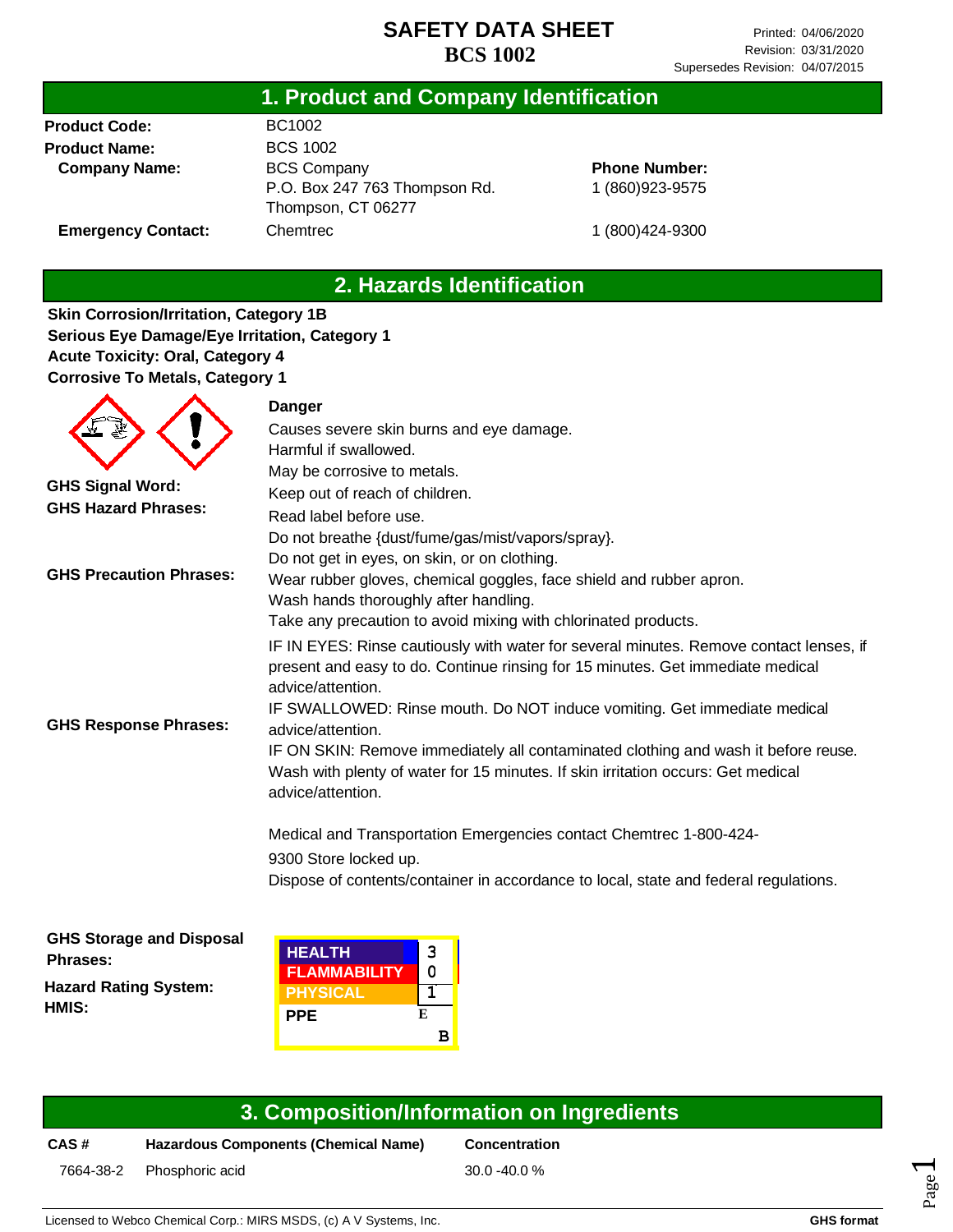# SAFETY DATA SHEET
# BCS 1002

Printed: 04/06/2020
Revision: 03/31/2020
Supersedes Revision: 04/07/2015

## 1. Product and Company Identification

**Product Code:** BC1002

**Product Name:** BCS 1002

**Company Name:** BCS Company
P.O. Box 247 763 Thompson Rd.
Thompson, CT 06277

**Phone Number:** 1 (860)923-9575

**Emergency Contact:** Chemtrec 1 (800)424-9300

## 2. Hazards Identification

**Skin Corrosion/Irritation, Category 1B**
**Serious Eye Damage/Eye Irritation, Category 1**
**Acute Toxicity: Oral, Category 4**
**Corrosive To Metals, Category 1**

**GHS Signal Word:** Danger

**GHS Hazard Phrases:**
Causes severe skin burns and eye damage.
Harmful if swallowed.
May be corrosive to metals.

**GHS Precaution Phrases:**
Keep out of reach of children.
Read label before use.
Do not breathe {dust/fume/gas/mist/vapors/spray}.
Do not get in eyes, on skin, or on clothing.
Wear rubber gloves, chemical goggles, face shield and rubber apron.
Wash hands thoroughly after handling.
Take any precaution to avoid mixing with chlorinated products.

**GHS Response Phrases:**
IF IN EYES: Rinse cautiously with water for several minutes. Remove contact lenses, if present and easy to do. Continue rinsing for 15 minutes. Get immediate medical advice/attention.
IF SWALLOWED: Rinse mouth. Do NOT induce vomiting. Get immediate medical advice/attention.
IF ON SKIN: Remove immediately all contaminated clothing and wash it before reuse. Wash with plenty of water for 15 minutes. If skin irritation occurs: Get medical advice/attention.

Medical and Transportation Emergencies contact Chemtrec 1-800-424-9300

**GHS Storage and Disposal Phrases:**
Store locked up.
Dispose of contents/container in accordance to local, state and federal regulations.

**Hazard Rating System:**
**HMIS:**

| | |
|---|---|
| HEALTH | 3 |
| FLAMMABILITY | 0 |
| PHYSICAL | 1 |
| PPE | B |

## 3. Composition/Information on Ingredients

| CAS # | Hazardous Components (Chemical Name) | Concentration |
|---|---|---|
| 7664-38-2 | Phosphoric acid | 30.0 -40.0 % |

Licensed to Webco Chemical Corp.: MIRS MSDS, (c) A V Systems, Inc. — GHS format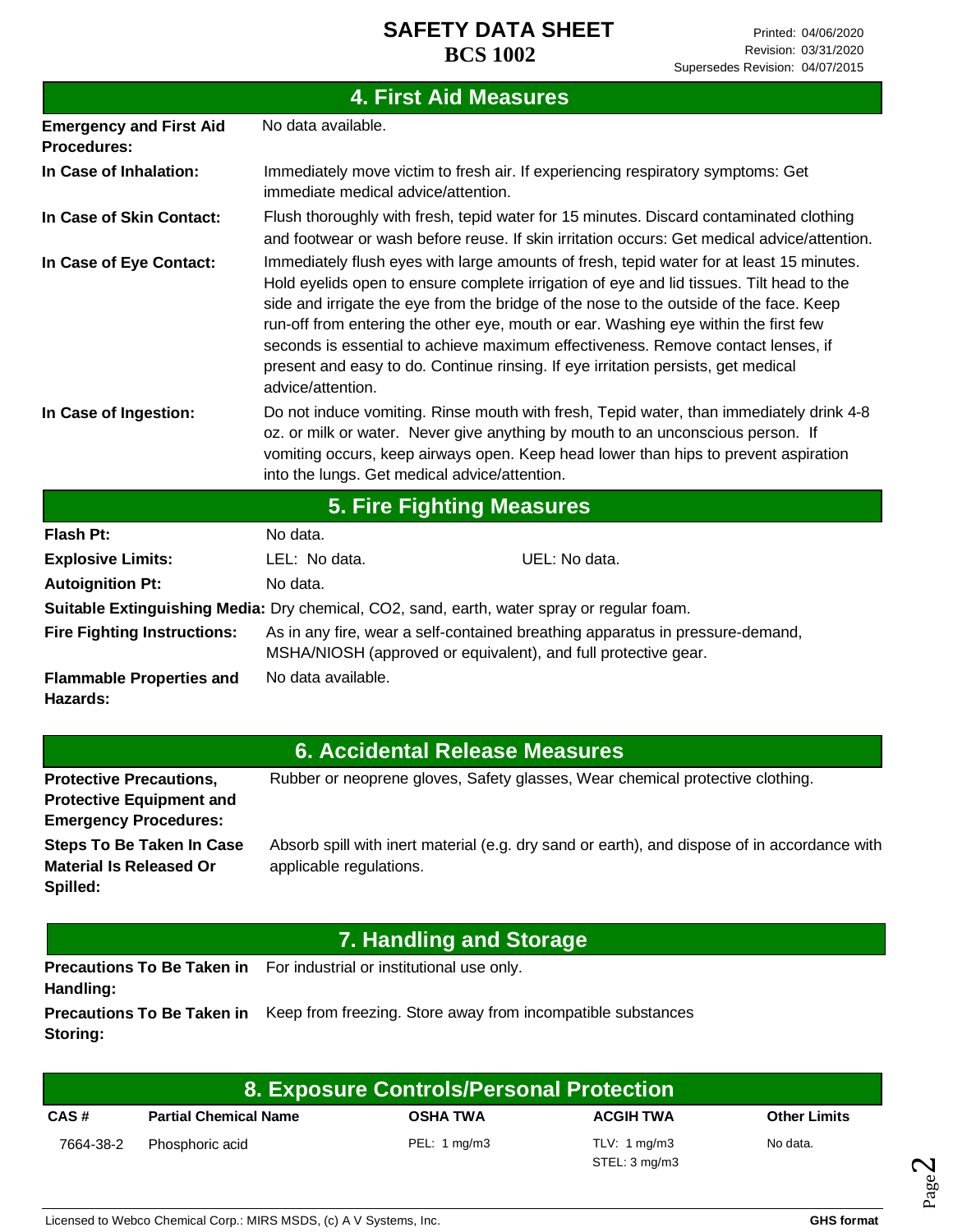# SAFETY DATA SHEET
**BCS 1002**

Printed: 04/06/2020
Revision: 03/31/2020
Supersedes Revision: 04/07/2015

## 4. First Aid Measures

**Emergency and First Aid Procedures:** No data available.

**In Case of Inhalation:** Immediately move victim to fresh air. If experiencing respiratory symptoms: Get immediate medical advice/attention.

**In Case of Skin Contact:** Flush thoroughly with fresh, tepid water for 15 minutes. Discard contaminated clothing and footwear or wash before reuse. If skin irritation occurs: Get medical advice/attention.

**In Case of Eye Contact:** Immediately flush eyes with large amounts of fresh, tepid water for at least 15 minutes. Hold eyelids open to ensure complete irrigation of eye and lid tissues. Tilt head to the side and irrigate the eye from the bridge of the nose to the outside of the face. Keep run-off from entering the other eye, mouth or ear. Washing eye within the first few seconds is essential to achieve maximum effectiveness. Remove contact lenses, if present and easy to do. Continue rinsing. If eye irritation persists, get medical advice/attention.

**In Case of Ingestion:** Do not induce vomiting. Rinse mouth with fresh, Tepid water, than immediately drink 4-8 oz. or milk or water. Never give anything by mouth to an unconscious person. If vomiting occurs, keep airways open. Keep head lower than hips to prevent aspiration into the lungs. Get medical advice/attention.

## 5. Fire Fighting Measures

**Flash Pt:** No data.

**Explosive Limits:** LEL: No data. UEL: No data.

**Autoignition Pt:** No data.

**Suitable Extinguishing Media:** Dry chemical, CO2, sand, earth, water spray or regular foam.

**Fire Fighting Instructions:** As in any fire, wear a self-contained breathing apparatus in pressure-demand, MSHA/NIOSH (approved or equivalent), and full protective gear.

**Flammable Properties and Hazards:** No data available.

## 6. Accidental Release Measures

**Protective Precautions, Protective Equipment and Emergency Procedures:** Rubber or neoprene gloves, Safety glasses, Wear chemical protective clothing.

**Steps To Be Taken In Case Material Is Released Or Spilled:** Absorb spill with inert material (e.g. dry sand or earth), and dispose of in accordance with applicable regulations.

## 7. Handling and Storage

**Precautions To Be Taken in Handling:** For industrial or institutional use only.

**Precautions To Be Taken in Storing:** Keep from freezing. Store away from incompatible substances

## 8. Exposure Controls/Personal Protection

| CAS # | Partial Chemical Name | OSHA TWA | ACGIH TWA | Other Limits |
|---|---|---|---|---|
| 7664-38-2 | Phosphoric acid | PEL: 1 mg/m3 | TLV: 1 mg/m3<br>STEL: 3 mg/m3 | No data. |

Licensed to Webco Chemical Corp.: MIRS MSDS, (c) A V Systems, Inc. GHS format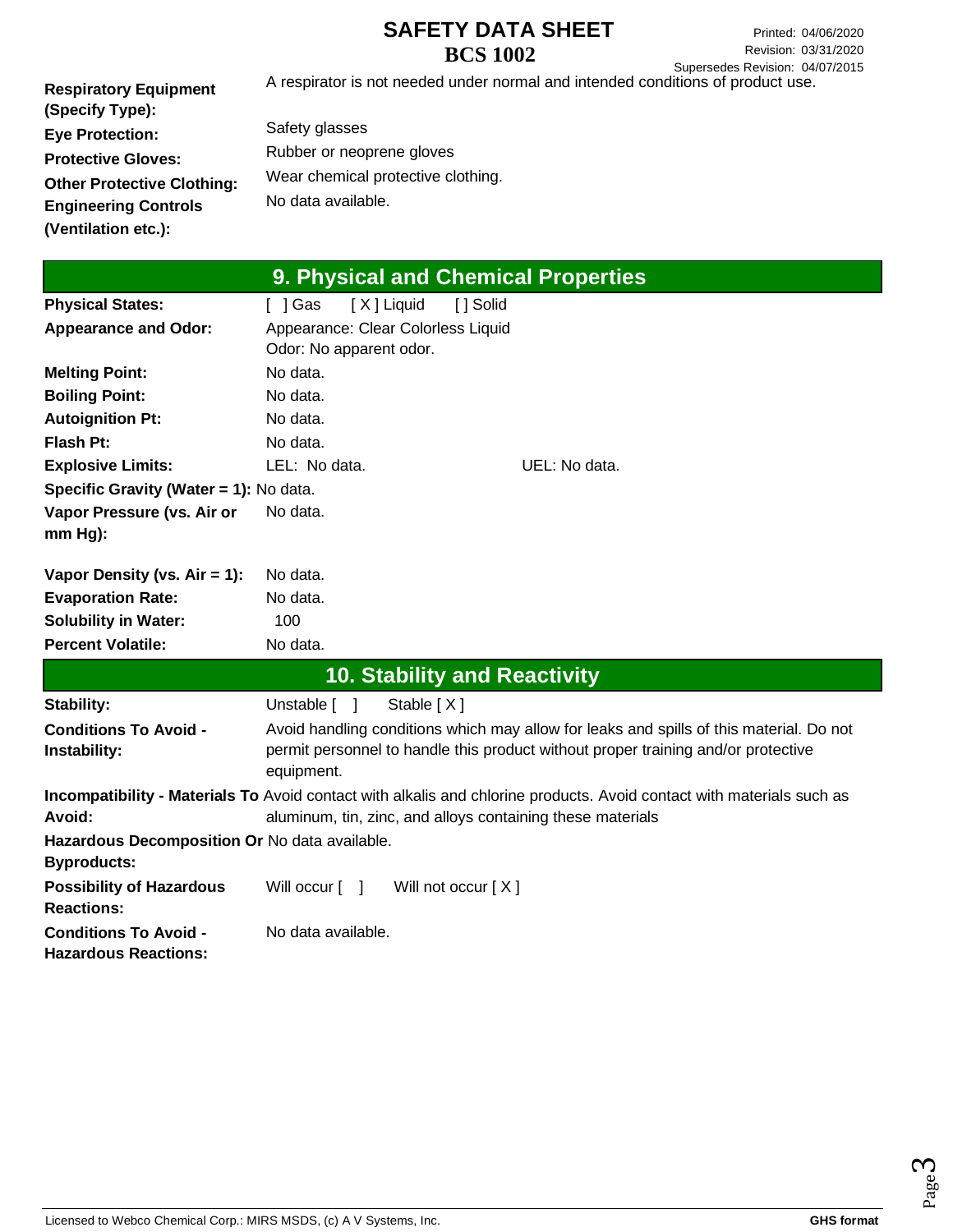| | |
|---|---|
| **Respiratory Equipment (Specify Type):** | A respirator is not needed under normal and intended conditions of product use. |
| **Eye Protection:** | Safety glasses |
| **Protective Gloves:** | Rubber or neoprene gloves |
| **Other Protective Clothing:** | Wear chemical protective clothing. |
| **Engineering Controls (Ventilation etc.):** | No data available. |

## 9. Physical and Chemical Properties

| | | |
|---|---|---|
| **Physical States:** | [ ] Gas [ X ] Liquid [ ] Solid | |
| **Appearance and Odor:** | Appearance: Clear Colorless Liquid<br>Odor: No apparent odor. | |
| **Melting Point:** | No data. | |
| **Boiling Point:** | No data. | |
| **Autoignition Pt:** | No data. | |
| **Flash Pt:** | No data. | |
| **Explosive Limits:** | LEL: No data. | UEL: No data. |
| **Specific Gravity (Water = 1):** | No data. | |
| **Vapor Pressure (vs. Air or mm Hg):** | No data. | |
| **Vapor Density (vs. Air = 1):** | No data. | |
| **Evaporation Rate:** | No data. | |
| **Solubility in Water:** | 100 | |
| **Percent Volatile:** | No data. | |

## 10. Stability and Reactivity

| | |
|---|---|
| **Stability:** | Unstable [ ] Stable [ X ] |
| **Conditions To Avoid - Instability:** | Avoid handling conditions which may allow for leaks and spills of this material. Do not permit personnel to handle this product without proper training and/or protective equipment. |
| **Incompatibility - Materials To Avoid:** | Avoid contact with alkalis and chlorine products. Avoid contact with materials such as aluminum, tin, zinc, and alloys containing these materials |
| **Hazardous Decomposition Or Byproducts:** | No data available. |
| **Possibility of Hazardous Reactions:** | Will occur [ ] Will not occur [ X ] |
| **Conditions To Avoid - Hazardous Reactions:** | No data available. |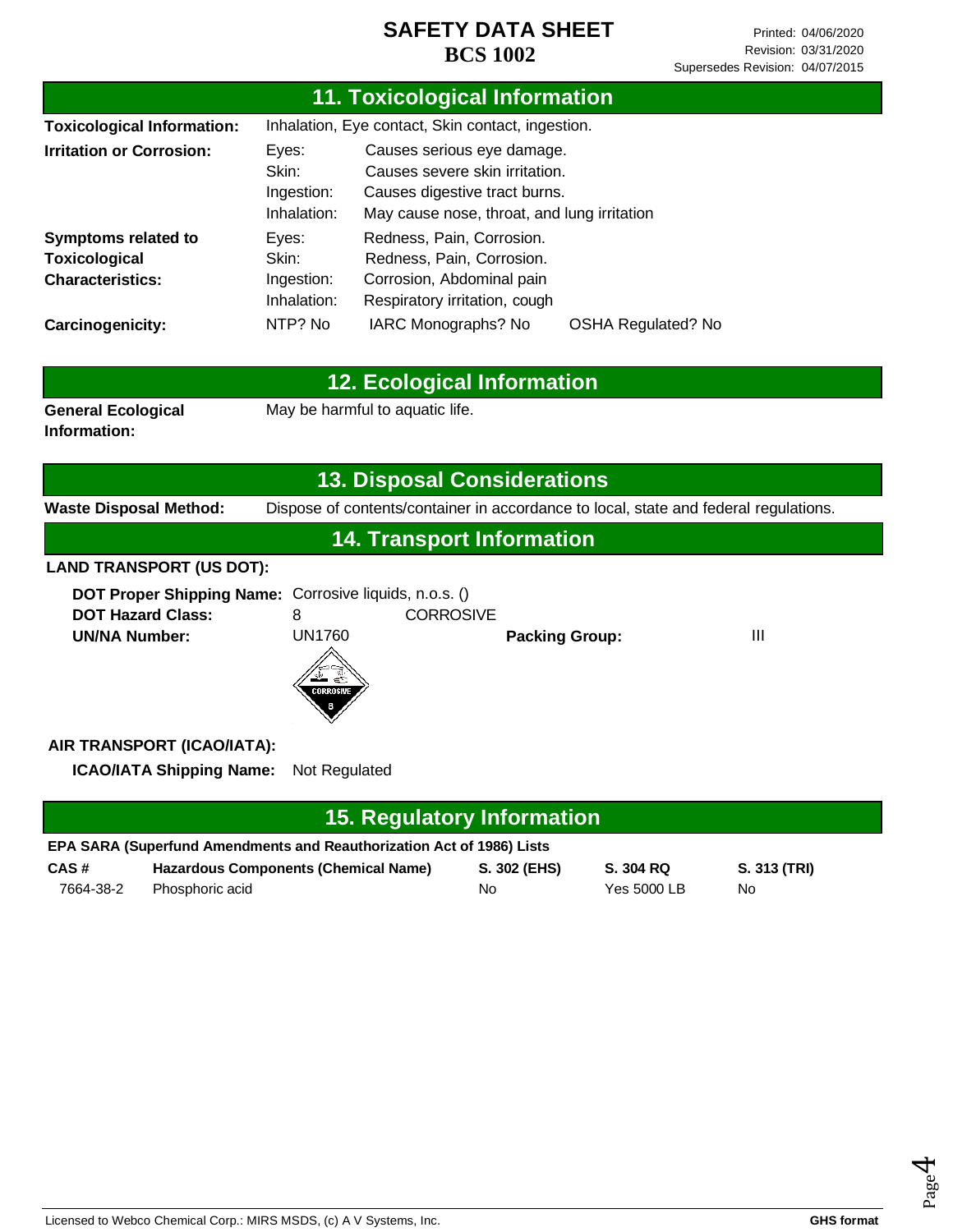# SAFETY DATA SHEET
## BCS 1002

Printed: 04/06/2020
Revision: 03/31/2020
Supersedes Revision: 04/07/2015

## 11. Toxicological Information

**Toxicological Information:** Inhalation, Eye contact, Skin contact, ingestion.

**Irritation or Corrosion:**

| | |
|---|---|
| Eyes: | Causes serious eye damage. |
| Skin: | Causes severe skin irritation. |
| Ingestion: | Causes digestive tract burns. |
| Inhalation: | May cause nose, throat, and lung irritation |

**Symptoms related to Toxicological Characteristics:**

| | |
|---|---|
| Eyes: | Redness, Pain, Corrosion. |
| Skin: | Redness, Pain, Corrosion. |
| Ingestion: | Corrosion, Abdominal pain |
| Inhalation: | Respiratory irritation, cough |

**Carcinogenicity:** NTP? No IARC Monographs? No OSHA Regulated? No

## 12. Ecological Information

**General Ecological Information:** May be harmful to aquatic life.

## 13. Disposal Considerations

**Waste Disposal Method:** Dispose of contents/container in accordance to local, state and federal regulations.

## 14. Transport Information

**LAND TRANSPORT (US DOT):**

**DOT Proper Shipping Name:** Corrosive liquids, n.o.s. ()
**DOT Hazard Class:** 8 CORROSIVE
**UN/NA Number:** UN1760 **Packing Group:** III

**AIR TRANSPORT (ICAO/IATA):**

**ICAO/IATA Shipping Name:** Not Regulated

## 15. Regulatory Information

**EPA SARA (Superfund Amendments and Reauthorization Act of 1986) Lists**

| CAS # | Hazardous Components (Chemical Name) | S. 302 (EHS) | S. 304 RQ | S. 313 (TRI) |
|---|---|---|---|---|
| 7664-38-2 | Phosphoric acid | No | Yes 5000 LB | No |

Licensed to Webco Chemical Corp.: MIRS MSDS, (c) A V Systems, Inc. **GHS format**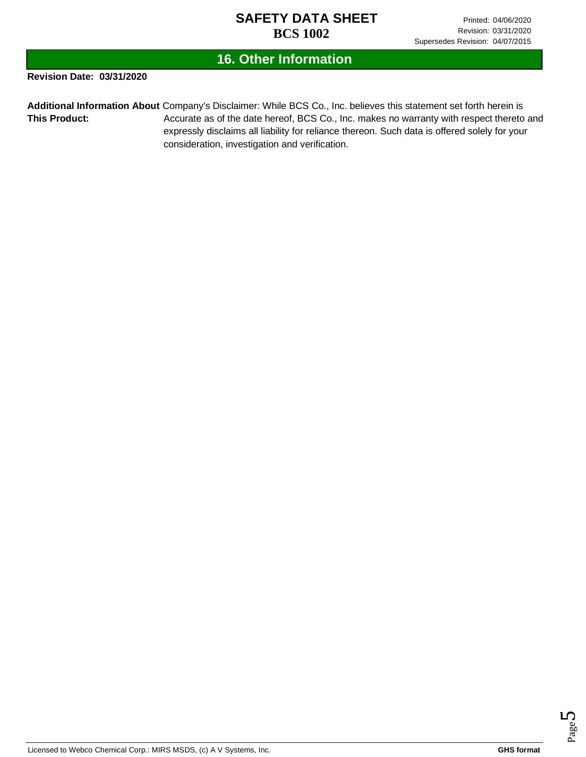## 16. Other Information

**Revision Date: 03/31/2020**

**Additional Information About This Product:** Company's Disclaimer: While BCS Co., Inc. believes this statement set forth herein is Accurate as of the date hereof, BCS Co., Inc. makes no warranty with respect thereto and expressly disclaims all liability for reliance thereon. Such data is offered solely for your consideration, investigation and verification.